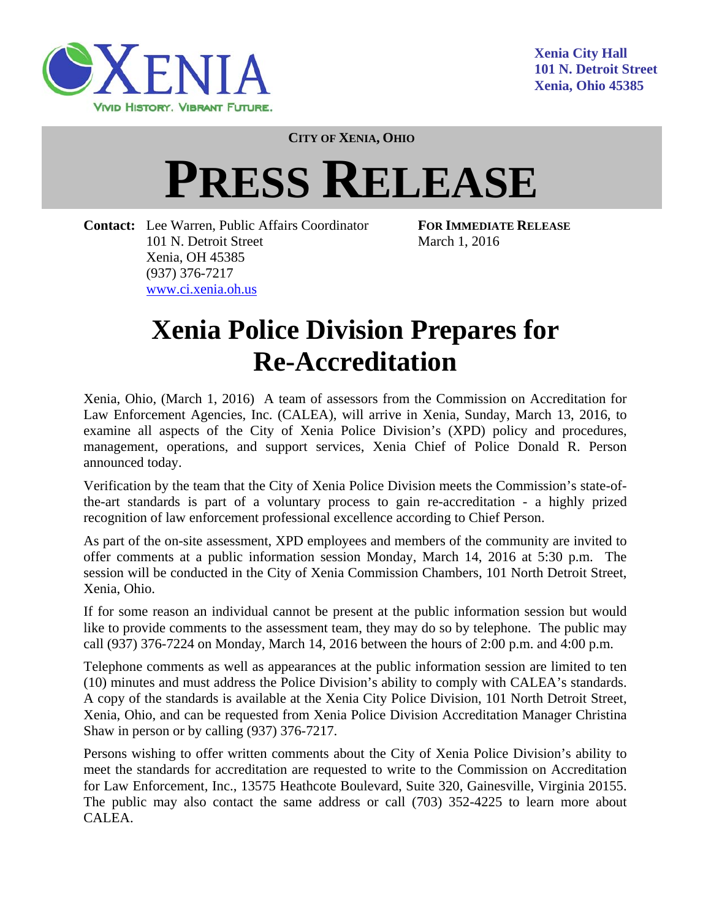XENIA
VIVID HISTORY. VIBRANT FUTURE.

**Xenia City Hall**
**101 N. Detroit Street**
**Xenia, Ohio 45385**

**CITY OF XENIA, OHIO**

# PRESS RELEASE

**Contact:** Lee Warren, Public Affairs Coordinator
101 N. Detroit Street
Xenia, OH 45385
(937) 376-7217
www.ci.xenia.oh.us

**FOR IMMEDIATE RELEASE**
March 1, 2016

## Xenia Police Division Prepares for Re-Accreditation

Xenia, Ohio, (March 1, 2016) A team of assessors from the Commission on Accreditation for Law Enforcement Agencies, Inc. (CALEA), will arrive in Xenia, Sunday, March 13, 2016, to examine all aspects of the City of Xenia Police Division's (XPD) policy and procedures, management, operations, and support services, Xenia Chief of Police Donald R. Person announced today.

Verification by the team that the City of Xenia Police Division meets the Commission's state-of-the-art standards is part of a voluntary process to gain re-accreditation - a highly prized recognition of law enforcement professional excellence according to Chief Person.

As part of the on-site assessment, XPD employees and members of the community are invited to offer comments at a public information session Monday, March 14, 2016 at 5:30 p.m. The session will be conducted in the City of Xenia Commission Chambers, 101 North Detroit Street, Xenia, Ohio.

If for some reason an individual cannot be present at the public information session but would like to provide comments to the assessment team, they may do so by telephone. The public may call (937) 376-7224 on Monday, March 14, 2016 between the hours of 2:00 p.m. and 4:00 p.m.

Telephone comments as well as appearances at the public information session are limited to ten (10) minutes and must address the Police Division's ability to comply with CALEA's standards. A copy of the standards is available at the Xenia City Police Division, 101 North Detroit Street, Xenia, Ohio, and can be requested from Xenia Police Division Accreditation Manager Christina Shaw in person or by calling (937) 376-7217.

Persons wishing to offer written comments about the City of Xenia Police Division's ability to meet the standards for accreditation are requested to write to the Commission on Accreditation for Law Enforcement, Inc., 13575 Heathcote Boulevard, Suite 320, Gainesville, Virginia 20155. The public may also contact the same address or call (703) 352-4225 to learn more about CALEA.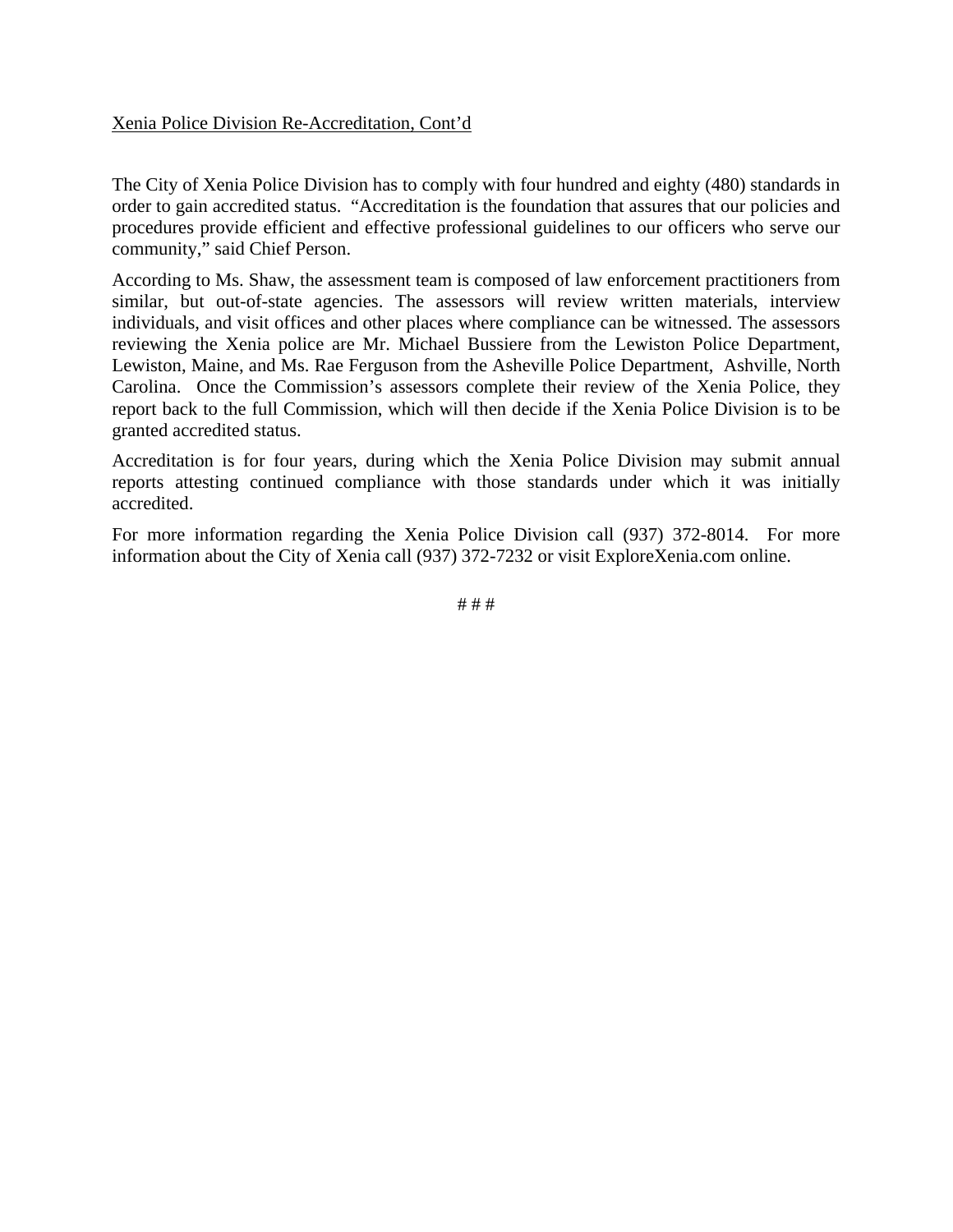Xenia Police Division Re-Accreditation, Cont'd

The City of Xenia Police Division has to comply with four hundred and eighty (480) standards in order to gain accredited status. "Accreditation is the foundation that assures that our policies and procedures provide efficient and effective professional guidelines to our officers who serve our community," said Chief Person.

According to Ms. Shaw, the assessment team is composed of law enforcement practitioners from similar, but out-of-state agencies. The assessors will review written materials, interview individuals, and visit offices and other places where compliance can be witnessed. The assessors reviewing the Xenia police are Mr. Michael Bussiere from the Lewiston Police Department, Lewiston, Maine, and Ms. Rae Ferguson from the Asheville Police Department, Ashville, North Carolina. Once the Commission's assessors complete their review of the Xenia Police, they report back to the full Commission, which will then decide if the Xenia Police Division is to be granted accredited status.

Accreditation is for four years, during which the Xenia Police Division may submit annual reports attesting continued compliance with those standards under which it was initially accredited.

For more information regarding the Xenia Police Division call (937) 372-8014. For more information about the City of Xenia call (937) 372-7232 or visit ExploreXenia.com online.

# # #